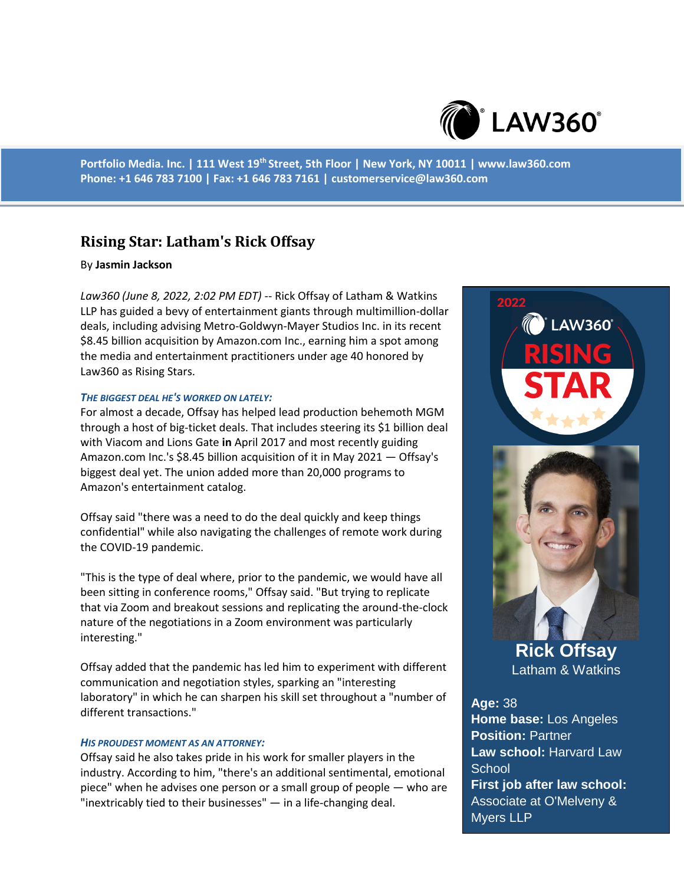Portfolio Media. Inc. | 111 West 19th Street, 5th Floor | New York, NY 10011 | www.law360.com
Phone: +1 646 783 7100 | Fax: +1 646 783 7161 | customerservice@law360.com

# Rising Star: Latham's Rick Offsay

By **Jasmin Jackson**

*Law360 (June 8, 2022, 2:02 PM EDT)* -- Rick Offsay of Latham & Watkins LLP has guided a bevy of entertainment giants through multimillion-dollar deals, including advising Metro-Goldwyn-Mayer Studios Inc. in its recent $8.45 billion acquisition by Amazon.com Inc., earning him a spot among the media and entertainment practitioners under age 40 honored by Law360 as Rising Stars.

**Rick Offsay**
Latham & Watkins

**Age:** 38
**Home base:** Los Angeles
**Position:** Partner
**Law school:** Harvard Law School
**First job after law school:** Associate at O'Melveny & Myers LLP

### *THE BIGGEST DEAL HE'S WORKED ON LATELY:*

For almost a decade, Offsay has helped lead production behemoth MGM through a host of big-ticket deals. That includes steering its $1 billion deal with Viacom and Lions Gate **in** April 2017 and most recently guiding Amazon.com Inc.'s $8.45 billion acquisition of it in May 2021 — Offsay's biggest deal yet. The union added more than 20,000 programs to Amazon's entertainment catalog.

Offsay said "there was a need to do the deal quickly and keep things confidential" while also navigating the challenges of remote work during the COVID-19 pandemic.

"This is the type of deal where, prior to the pandemic, we would have all been sitting in conference rooms," Offsay said. "But trying to replicate that via Zoom and breakout sessions and replicating the around-the-clock nature of the negotiations in a Zoom environment was particularly interesting."

Offsay added that the pandemic has led him to experiment with different communication and negotiation styles, sparking an "interesting laboratory" in which he can sharpen his skill set throughout a "number of different transactions."

### *HIS PROUDEST MOMENT AS AN ATTORNEY:*

Offsay said he also takes pride in his work for smaller players in the industry. According to him, "there's an additional sentimental, emotional piece" when he advises one person or a small group of people — who are "inextricably tied to their businesses" — in a life-changing deal.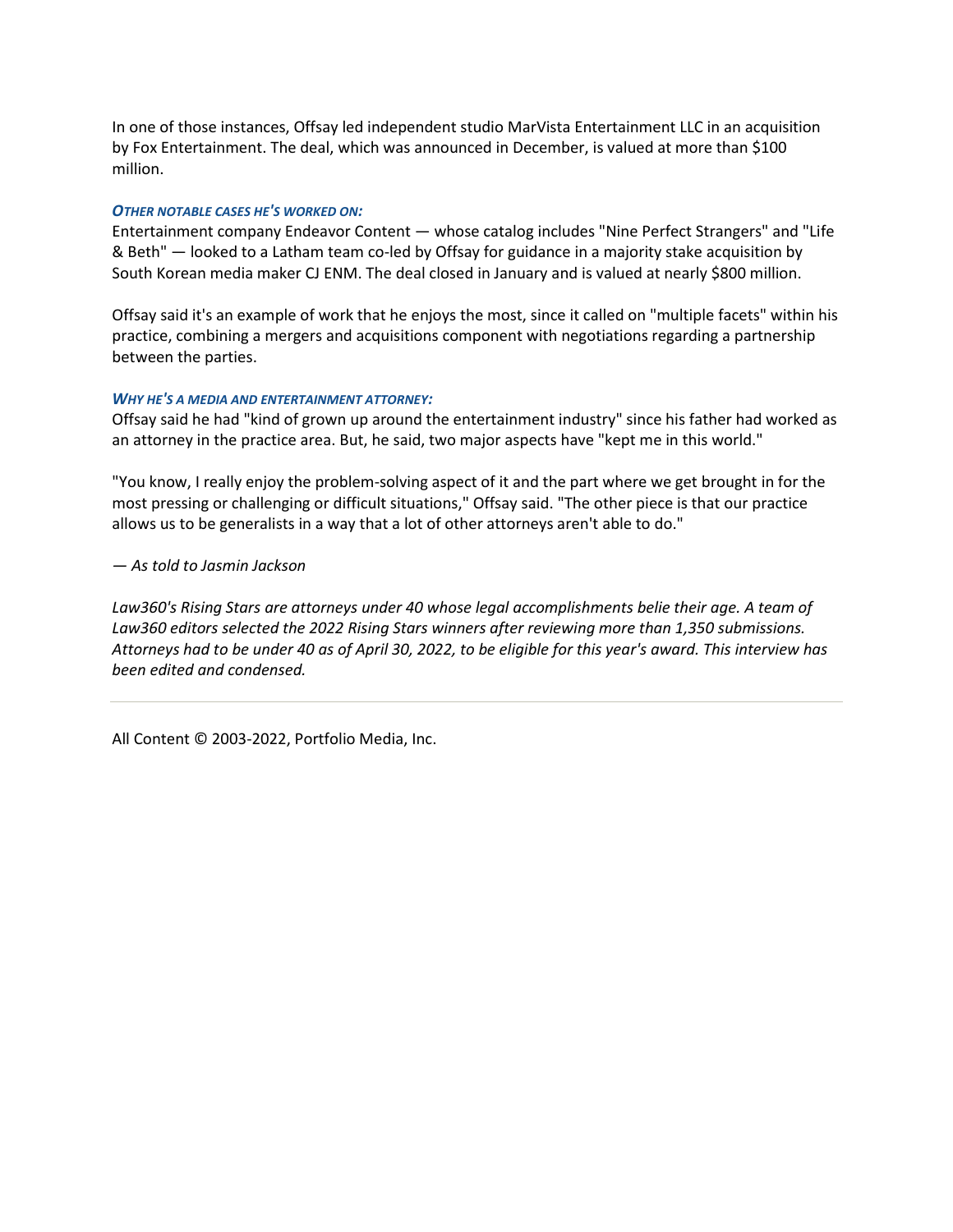In one of those instances, Offsay led independent studio MarVista Entertainment LLC in an acquisition by Fox Entertainment. The deal, which was announced in December, is valued at more than $100 million.

***OTHER NOTABLE CASES HE'S WORKED ON:***

Entertainment company Endeavor Content — whose catalog includes "Nine Perfect Strangers" and "Life & Beth" — looked to a Latham team co-led by Offsay for guidance in a majority stake acquisition by South Korean media maker CJ ENM. The deal closed in January and is valued at nearly $800 million.

Offsay said it's an example of work that he enjoys the most, since it called on "multiple facets" within his practice, combining a mergers and acquisitions component with negotiations regarding a partnership between the parties.

***WHY HE'S A MEDIA AND ENTERTAINMENT ATTORNEY:***

Offsay said he had "kind of grown up around the entertainment industry" since his father had worked as an attorney in the practice area. But, he said, two major aspects have "kept me in this world."

"You know, I really enjoy the problem-solving aspect of it and the part where we get brought in for the most pressing or challenging or difficult situations," Offsay said. "The other piece is that our practice allows us to be generalists in a way that a lot of other attorneys aren't able to do."

*— As told to Jasmin Jackson*

*Law360's Rising Stars are attorneys under 40 whose legal accomplishments belie their age. A team of Law360 editors selected the 2022 Rising Stars winners after reviewing more than 1,350 submissions. Attorneys had to be under 40 as of April 30, 2022, to be eligible for this year's award. This interview has been edited and condensed.*

---

All Content © 2003-2022, Portfolio Media, Inc.